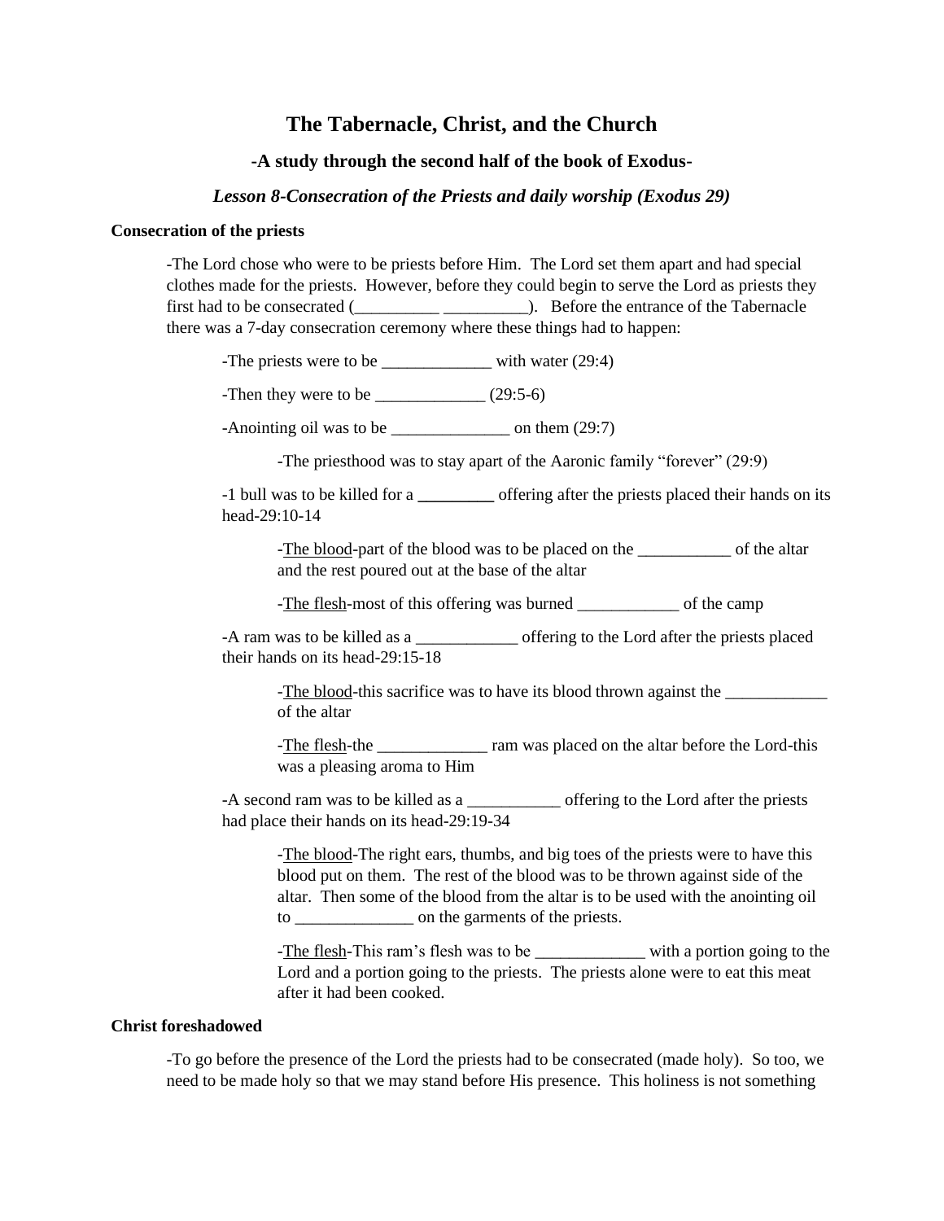# The Tabernacle, Christ, and the Church

## -A study through the second half of the book of Exodus-

### *Lesson 8-Consecration of the Priests and daily worship (Exodus 29)*

**Consecration of the priests**

-The Lord chose who were to be priests before Him. The Lord set them apart and had special clothes made for the priests. However, before they could begin to serve the Lord as priests they first had to be consecrated (__________ __________). Before the entrance of the Tabernacle there was a 7-day consecration ceremony where these things had to happen:

-The priests were to be _____________ with water (29:4)

-Then they were to be _____________ (29:5-6)

-Anointing oil was to be ______________ on them (29:7)

-The priesthood was to stay apart of the Aaronic family "forever" (29:9)

-1 bull was to be killed for a _________ offering after the priests placed their hands on its head-29:10-14

-The blood-part of the blood was to be placed on the ___________ of the altar and the rest poured out at the base of the altar

-The flesh-most of this offering was burned ____________ of the camp

-A ram was to be killed as a ____________ offering to the Lord after the priests placed their hands on its head-29:15-18

-The blood-this sacrifice was to have its blood thrown against the ____________ of the altar

-The flesh-the _____________ ram was placed on the altar before the Lord-this was a pleasing aroma to Him

-A second ram was to be killed as a ___________ offering to the Lord after the priests had place their hands on its head-29:19-34

-The blood-The right ears, thumbs, and big toes of the priests were to have this blood put on them. The rest of the blood was to be thrown against side of the altar. Then some of the blood from the altar is to be used with the anointing oil to ______________ on the garments of the priests.

-The flesh-This ram's flesh was to be _____________ with a portion going to the Lord and a portion going to the priests. The priests alone were to eat this meat after it had been cooked.

**Christ foreshadowed**

-To go before the presence of the Lord the priests had to be consecrated (made holy). So too, we need to be made holy so that we may stand before His presence. This holiness is not something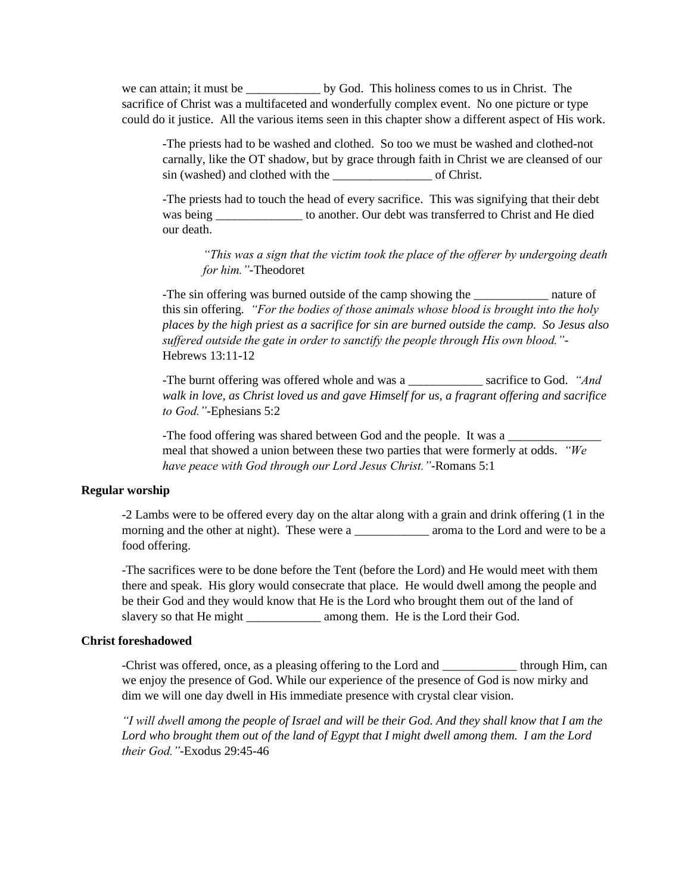we can attain; it must be ____________ by God. This holiness comes to us in Christ. The sacrifice of Christ was a multifaceted and wonderfully complex event. No one picture or type could do it justice. All the various items seen in this chapter show a different aspect of His work.

-The priests had to be washed and clothed. So too we must be washed and clothed-not carnally, like the OT shadow, but by grace through faith in Christ we are cleansed of our sin (washed) and clothed with the ________________ of Christ.

-The priests had to touch the head of every sacrifice. This was signifying that their debt was being ______________ to another. Our debt was transferred to Christ and He died our death.

> *"This was a sign that the victim took the place of the offerer by undergoing death for him."*-Theodoret

-The sin offering was burned outside of the camp showing the ____________ nature of this sin offering. *"For the bodies of those animals whose blood is brought into the holy places by the high priest as a sacrifice for sin are burned outside the camp. So Jesus also suffered outside the gate in order to sanctify the people through His own blood."*-Hebrews 13:11-12

-The burnt offering was offered whole and was a ____________ sacrifice to God. *"And walk in love, as Christ loved us and gave Himself for us, a fragrant offering and sacrifice to God."*-Ephesians 5:2

-The food offering was shared between God and the people. It was a _______________ meal that showed a union between these two parties that were formerly at odds. *"We have peace with God through our Lord Jesus Christ."*-Romans 5:1

**Regular worship**

-2 Lambs were to be offered every day on the altar along with a grain and drink offering (1 in the morning and the other at night). These were a ____________ aroma to the Lord and were to be a food offering.

-The sacrifices were to be done before the Tent (before the Lord) and He would meet with them there and speak. His glory would consecrate that place. He would dwell among the people and be their God and they would know that He is the Lord who brought them out of the land of slavery so that He might ____________ among them. He is the Lord their God.

**Christ foreshadowed**

-Christ was offered, once, as a pleasing offering to the Lord and ____________ through Him, can we enjoy the presence of God. While our experience of the presence of God is now mirky and dim we will one day dwell in His immediate presence with crystal clear vision.

*"I will dwell among the people of Israel and will be their God. And they shall know that I am the Lord who brought them out of the land of Egypt that I might dwell among them. I am the Lord their God."*-Exodus 29:45-46